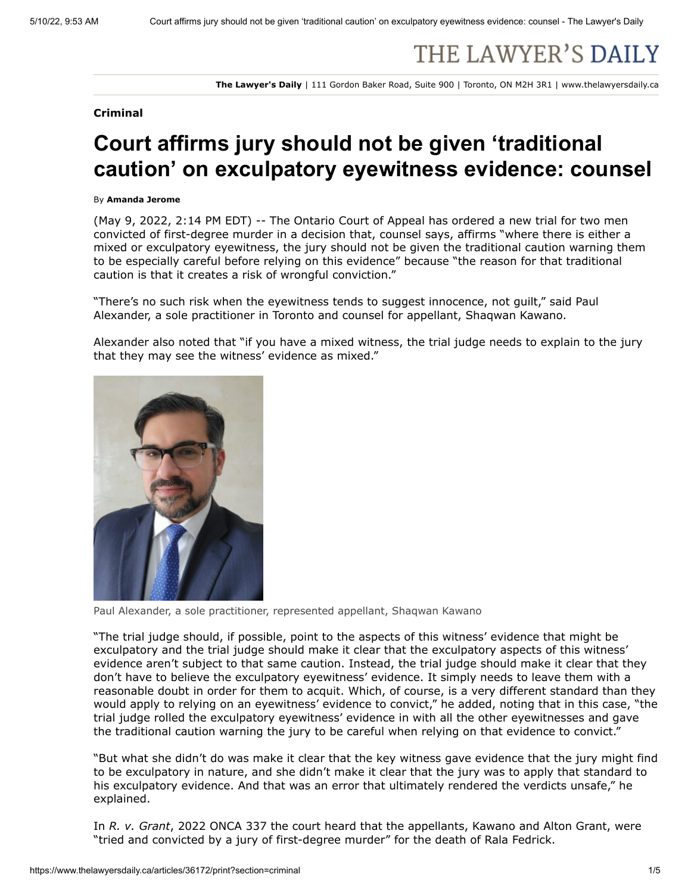THE LAWYER'S DAILY

**The Lawyer's Daily** | 111 Gordon Baker Road, Suite 900 | Toronto, ON M2H 3R1 | www.thelawyersdaily.ca

**Criminal**

# Court affirms jury should not be given 'traditional caution' on exculpatory eyewitness evidence: counsel

By **Amanda Jerome**

(May 9, 2022, 2:14 PM EDT) -- The Ontario Court of Appeal has ordered a new trial for two men convicted of first-degree murder in a decision that, counsel says, affirms "where there is either a mixed or exculpatory eyewitness, the jury should not be given the traditional caution warning them to be especially careful before relying on this evidence" because "the reason for that traditional caution is that it creates a risk of wrongful conviction."

"There's no such risk when the eyewitness tends to suggest innocence, not guilt," said Paul Alexander, a sole practitioner in Toronto and counsel for appellant, Shaqwan Kawano.

Alexander also noted that "if you have a mixed witness, the trial judge needs to explain to the jury that they may see the witness' evidence as mixed."

Paul Alexander, a sole practitioner, represented appellant, Shaqwan Kawano

"The trial judge should, if possible, point to the aspects of this witness' evidence that might be exculpatory and the trial judge should make it clear that the exculpatory aspects of this witness' evidence aren't subject to that same caution. Instead, the trial judge should make it clear that they don't have to believe the exculpatory eyewitness' evidence. It simply needs to leave them with a reasonable doubt in order for them to acquit. Which, of course, is a very different standard than they would apply to relying on an eyewitness' evidence to convict," he added, noting that in this case, "the trial judge rolled the exculpatory eyewitness' evidence in with all the other eyewitnesses and gave the traditional caution warning the jury to be careful when relying on that evidence to convict."

"But what she didn't do was make it clear that the key witness gave evidence that the jury might find to be exculpatory in nature, and she didn't make it clear that the jury was to apply that standard to his exculpatory evidence. And that was an error that ultimately rendered the verdicts unsafe," he explained.

In *R. v. Grant*, 2022 ONCA 337 the court heard that the appellants, Kawano and Alton Grant, were "tried and convicted by a jury of first-degree murder" for the death of Rala Fedrick.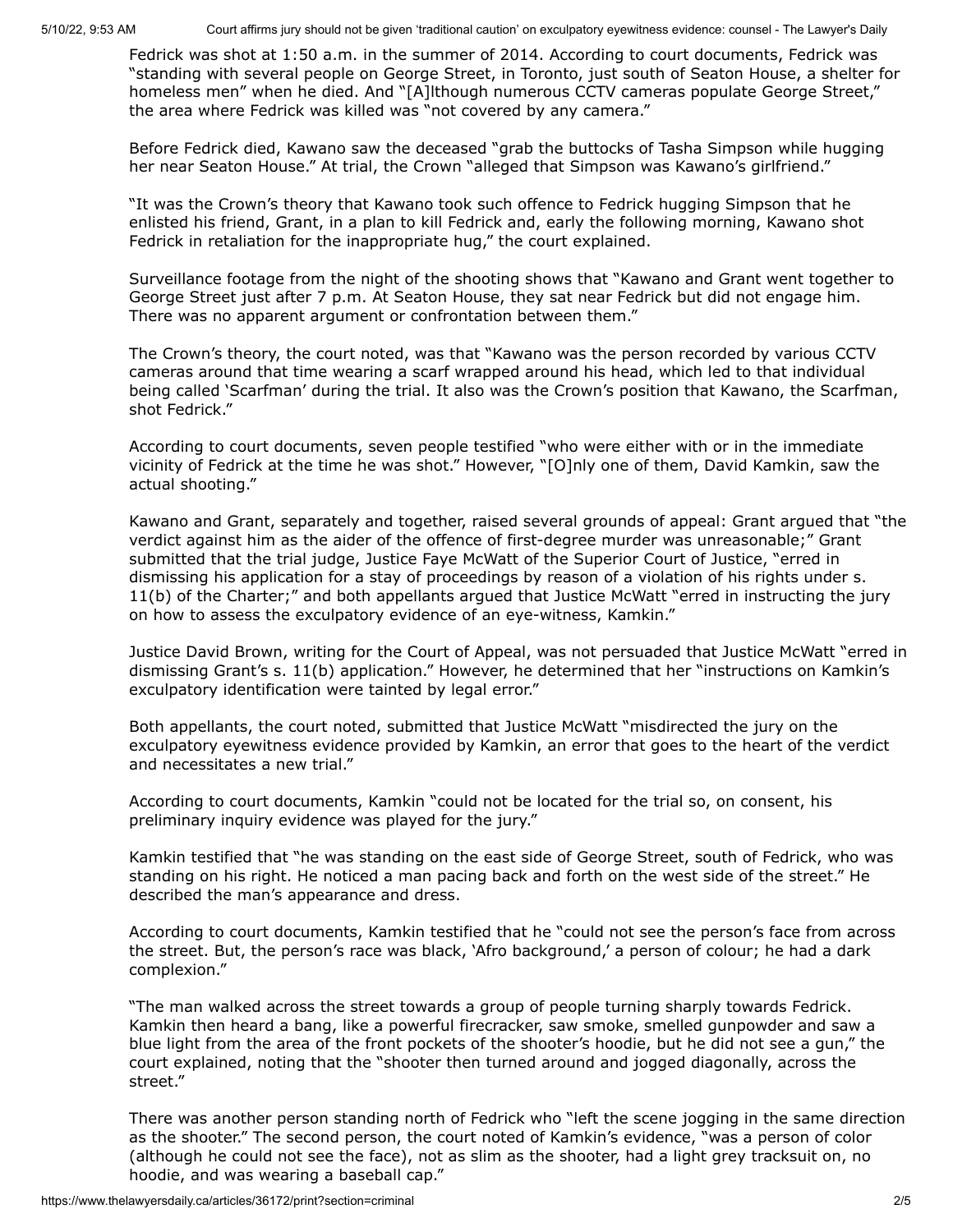Fedrick was shot at 1:50 a.m. in the summer of 2014. According to court documents, Fedrick was "standing with several people on George Street, in Toronto, just south of Seaton House, a shelter for homeless men" when he died. And "[A]lthough numerous CCTV cameras populate George Street," the area where Fedrick was killed was "not covered by any camera."

Before Fedrick died, Kawano saw the deceased "grab the buttocks of Tasha Simpson while hugging her near Seaton House." At trial, the Crown "alleged that Simpson was Kawano's girlfriend."

"It was the Crown's theory that Kawano took such offence to Fedrick hugging Simpson that he enlisted his friend, Grant, in a plan to kill Fedrick and, early the following morning, Kawano shot Fedrick in retaliation for the inappropriate hug," the court explained.

Surveillance footage from the night of the shooting shows that "Kawano and Grant went together to George Street just after 7 p.m. At Seaton House, they sat near Fedrick but did not engage him. There was no apparent argument or confrontation between them."

The Crown's theory, the court noted, was that "Kawano was the person recorded by various CCTV cameras around that time wearing a scarf wrapped around his head, which led to that individual being called 'Scarfman' during the trial. It also was the Crown's position that Kawano, the Scarfman, shot Fedrick."

According to court documents, seven people testified "who were either with or in the immediate vicinity of Fedrick at the time he was shot." However, "[O]nly one of them, David Kamkin, saw the actual shooting."

Kawano and Grant, separately and together, raised several grounds of appeal: Grant argued that "the verdict against him as the aider of the offence of first-degree murder was unreasonable;" Grant submitted that the trial judge, Justice Faye McWatt of the Superior Court of Justice, "erred in dismissing his application for a stay of proceedings by reason of a violation of his rights under s. 11(b) of the Charter;" and both appellants argued that Justice McWatt "erred in instructing the jury on how to assess the exculpatory evidence of an eye-witness, Kamkin."

Justice David Brown, writing for the Court of Appeal, was not persuaded that Justice McWatt "erred in dismissing Grant's s. 11(b) application." However, he determined that her "instructions on Kamkin's exculpatory identification were tainted by legal error."

Both appellants, the court noted, submitted that Justice McWatt "misdirected the jury on the exculpatory eyewitness evidence provided by Kamkin, an error that goes to the heart of the verdict and necessitates a new trial."

According to court documents, Kamkin "could not be located for the trial so, on consent, his preliminary inquiry evidence was played for the jury."

Kamkin testified that "he was standing on the east side of George Street, south of Fedrick, who was standing on his right. He noticed a man pacing back and forth on the west side of the street." He described the man's appearance and dress.

According to court documents, Kamkin testified that he "could not see the person's face from across the street. But, the person's race was black, 'Afro background,' a person of colour; he had a dark complexion."

"The man walked across the street towards a group of people turning sharply towards Fedrick. Kamkin then heard a bang, like a powerful firecracker, saw smoke, smelled gunpowder and saw a blue light from the area of the front pockets of the shooter's hoodie, but he did not see a gun," the court explained, noting that the "shooter then turned around and jogged diagonally, across the street."

There was another person standing north of Fedrick who "left the scene jogging in the same direction as the shooter." The second person, the court noted of Kamkin's evidence, "was a person of color (although he could not see the face), not as slim as the shooter, had a light grey tracksuit on, no hoodie, and was wearing a baseball cap."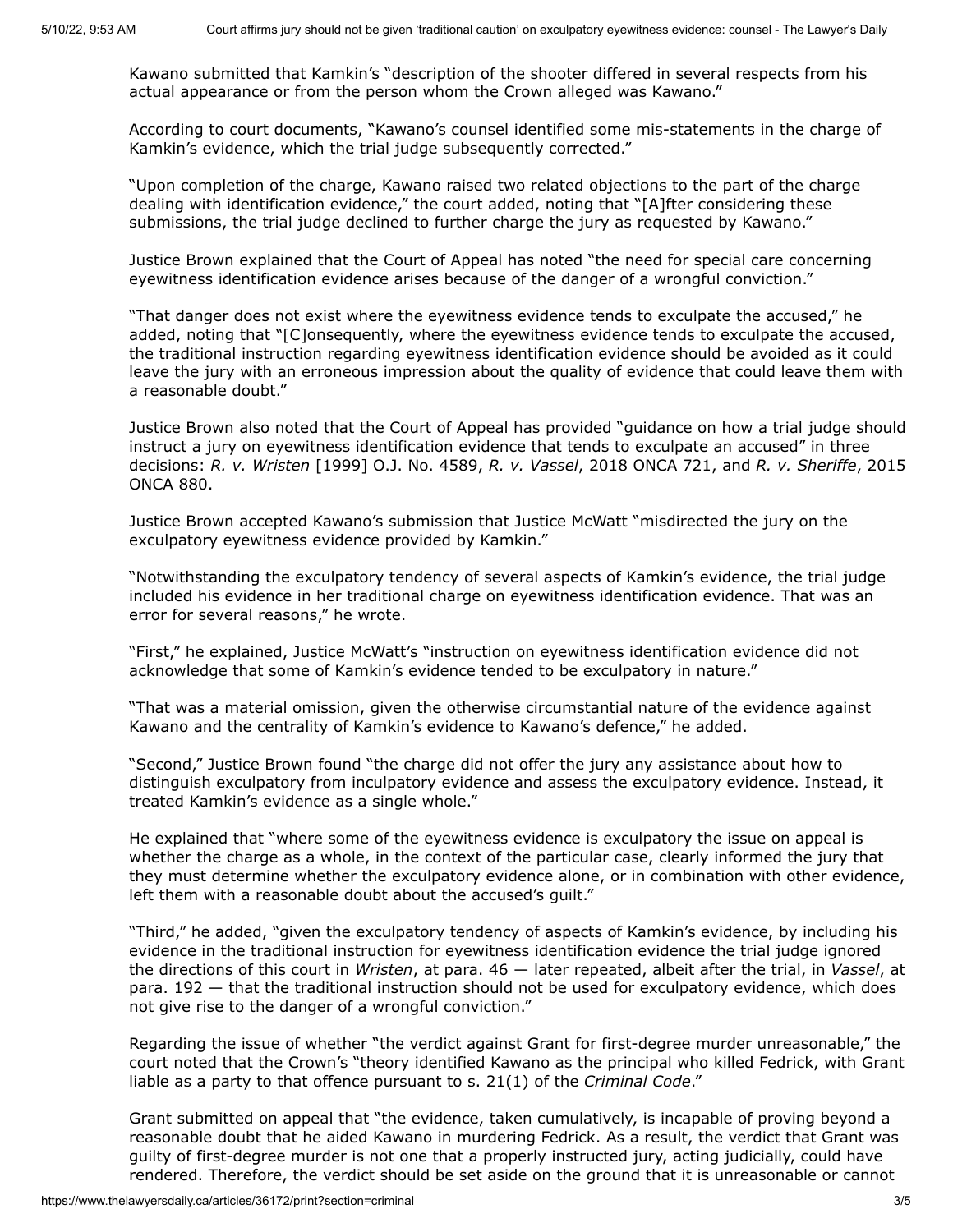Kawano submitted that Kamkin's "description of the shooter differed in several respects from his actual appearance or from the person whom the Crown alleged was Kawano."

According to court documents, "Kawano's counsel identified some mis-statements in the charge of Kamkin's evidence, which the trial judge subsequently corrected."

"Upon completion of the charge, Kawano raised two related objections to the part of the charge dealing with identification evidence," the court added, noting that "[A]fter considering these submissions, the trial judge declined to further charge the jury as requested by Kawano."

Justice Brown explained that the Court of Appeal has noted "the need for special care concerning eyewitness identification evidence arises because of the danger of a wrongful conviction."

"That danger does not exist where the eyewitness evidence tends to exculpate the accused," he added, noting that "[C]onsequently, where the eyewitness evidence tends to exculpate the accused, the traditional instruction regarding eyewitness identification evidence should be avoided as it could leave the jury with an erroneous impression about the quality of evidence that could leave them with a reasonable doubt."

Justice Brown also noted that the Court of Appeal has provided "guidance on how a trial judge should instruct a jury on eyewitness identification evidence that tends to exculpate an accused" in three decisions: *R. v. Wristen* [1999] O.J. No. 4589, *R. v. Vassel*, 2018 ONCA 721, and *R. v. Sheriffe*, 2015 ONCA 880.

Justice Brown accepted Kawano's submission that Justice McWatt "misdirected the jury on the exculpatory eyewitness evidence provided by Kamkin."

"Notwithstanding the exculpatory tendency of several aspects of Kamkin's evidence, the trial judge included his evidence in her traditional charge on eyewitness identification evidence. That was an error for several reasons," he wrote.

"First," he explained, Justice McWatt's "instruction on eyewitness identification evidence did not acknowledge that some of Kamkin's evidence tended to be exculpatory in nature."

"That was a material omission, given the otherwise circumstantial nature of the evidence against Kawano and the centrality of Kamkin's evidence to Kawano's defence," he added.

"Second," Justice Brown found "the charge did not offer the jury any assistance about how to distinguish exculpatory from inculpatory evidence and assess the exculpatory evidence. Instead, it treated Kamkin's evidence as a single whole."

He explained that "where some of the eyewitness evidence is exculpatory the issue on appeal is whether the charge as a whole, in the context of the particular case, clearly informed the jury that they must determine whether the exculpatory evidence alone, or in combination with other evidence, left them with a reasonable doubt about the accused's guilt."

"Third," he added, "given the exculpatory tendency of aspects of Kamkin's evidence, by including his evidence in the traditional instruction for eyewitness identification evidence the trial judge ignored the directions of this court in *Wristen*, at para. 46 — later repeated, albeit after the trial, in *Vassel*, at para. 192 — that the traditional instruction should not be used for exculpatory evidence, which does not give rise to the danger of a wrongful conviction."

Regarding the issue of whether "the verdict against Grant for first-degree murder unreasonable," the court noted that the Crown's "theory identified Kawano as the principal who killed Fedrick, with Grant liable as a party to that offence pursuant to s. 21(1) of the *Criminal Code*."

Grant submitted on appeal that "the evidence, taken cumulatively, is incapable of proving beyond a reasonable doubt that he aided Kawano in murdering Fedrick. As a result, the verdict that Grant was guilty of first-degree murder is not one that a properly instructed jury, acting judicially, could have rendered. Therefore, the verdict should be set aside on the ground that it is unreasonable or cannot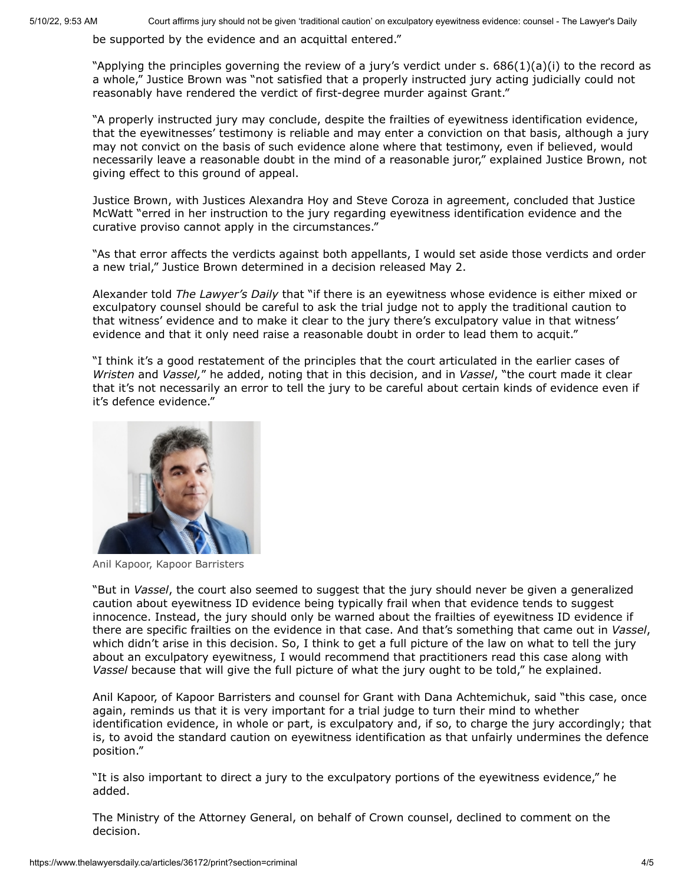be supported by the evidence and an acquittal entered."

"Applying the principles governing the review of a jury's verdict under s. 686(1)(a)(i) to the record as a whole," Justice Brown was "not satisfied that a properly instructed jury acting judicially could not reasonably have rendered the verdict of first-degree murder against Grant."

"A properly instructed jury may conclude, despite the frailties of eyewitness identification evidence, that the eyewitnesses' testimony is reliable and may enter a conviction on that basis, although a jury may not convict on the basis of such evidence alone where that testimony, even if believed, would necessarily leave a reasonable doubt in the mind of a reasonable juror," explained Justice Brown, not giving effect to this ground of appeal.

Justice Brown, with Justices Alexandra Hoy and Steve Coroza in agreement, concluded that Justice McWatt "erred in her instruction to the jury regarding eyewitness identification evidence and the curative proviso cannot apply in the circumstances."

"As that error affects the verdicts against both appellants, I would set aside those verdicts and order a new trial," Justice Brown determined in a decision released May 2.

Alexander told *The Lawyer's Daily* that "if there is an eyewitness whose evidence is either mixed or exculpatory counsel should be careful to ask the trial judge not to apply the traditional caution to that witness' evidence and to make it clear to the jury there's exculpatory value in that witness' evidence and that it only need raise a reasonable doubt in order to lead them to acquit."

"I think it's a good restatement of the principles that the court articulated in the earlier cases of *Wristen* and *Vassel*," he added, noting that in this decision, and in *Vassel*, "the court made it clear that it's not necessarily an error to tell the jury to be careful about certain kinds of evidence even if it's defence evidence."

Anil Kapoor, Kapoor Barristers

"But in *Vassel*, the court also seemed to suggest that the jury should never be given a generalized caution about eyewitness ID evidence being typically frail when that evidence tends to suggest innocence. Instead, the jury should only be warned about the frailties of eyewitness ID evidence if there are specific frailties on the evidence in that case. And that's something that came out in *Vassel*, which didn't arise in this decision. So, I think to get a full picture of the law on what to tell the jury about an exculpatory eyewitness, I would recommend that practitioners read this case along with *Vassel* because that will give the full picture of what the jury ought to be told," he explained.

Anil Kapoor, of Kapoor Barristers and counsel for Grant with Dana Achtemichuk, said "this case, once again, reminds us that it is very important for a trial judge to turn their mind to whether identification evidence, in whole or part, is exculpatory and, if so, to charge the jury accordingly; that is, to avoid the standard caution on eyewitness identification as that unfairly undermines the defence position."

"It is also important to direct a jury to the exculpatory portions of the eyewitness evidence," he added.

The Ministry of the Attorney General, on behalf of Crown counsel, declined to comment on the decision.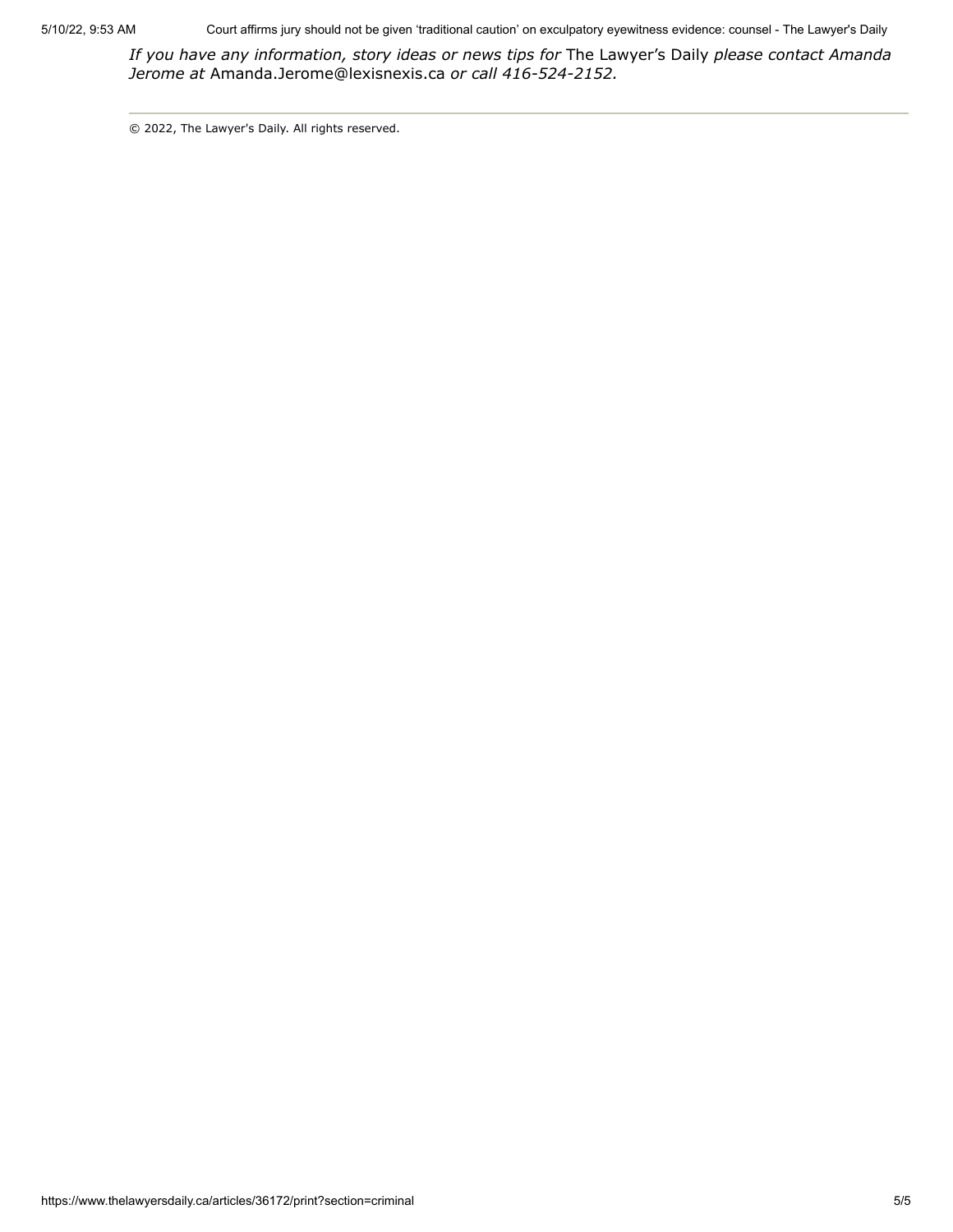*If you have any information, story ideas or news tips for* The Lawyer's Daily *please contact Amanda Jerome at* Amanda.Jerome@lexisnexis.ca *or call 416-524-2152.*

---

© 2022, The Lawyer's Daily. All rights reserved.